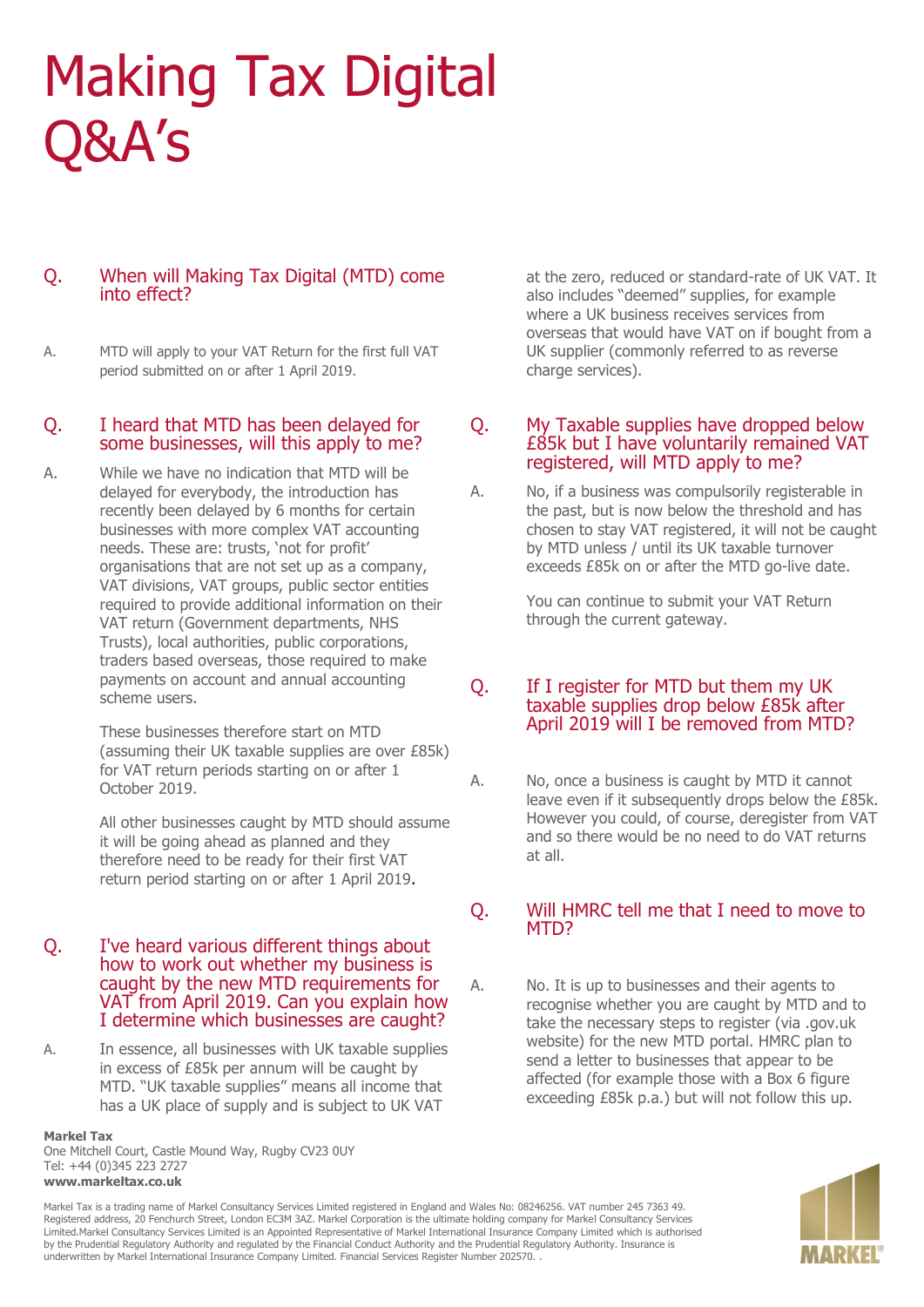# Making Tax Digital Q&A's

## Q. When will Making Tax Digital (MTD) come into effect?

A. MTD will apply to your VAT Return for the first full VAT period submitted on or after 1 April 2019.

## Q. I heard that MTD has been delayed for some businesses, will this apply to me?

A. While we have no indication that MTD will be delayed for everybody, the introduction has recently been delayed by 6 months for certain businesses with more complex VAT accounting needs. These are: trusts, 'not for profit' organisations that are not set up as a company, VAT divisions, VAT groups, public sector entities required to provide additional information on their VAT return (Government departments, NHS Trusts), local authorities, public corporations, traders based overseas, those required to make payments on account and annual accounting scheme users.

These businesses therefore start on MTD (assuming their UK taxable supplies are over £85k) for VAT return periods starting on or after 1 October 2019.

All other businesses caught by MTD should assume it will be going ahead as planned and they therefore need to be ready for their first VAT return period starting on or after 1 April 2019.

## Q. I've heard various different things about how to work out whether my business is caught by the new MTD requirements for VAT from April 2019. Can you explain how I determine which businesses are caught?

A. In essence, all businesses with UK taxable supplies in excess of £85k per annum will be caught by MTD. "UK taxable supplies" means all income that has a UK place of supply and is subject to UK VAT at the zero, reduced or standard-rate of UK VAT. It also includes "deemed" supplies, for example where a UK business receives services from overseas that would have VAT on if bought from a UK supplier (commonly referred to as reverse charge services).

## Q. My Taxable supplies have dropped below £85k but I have voluntarily remained VAT registered, will MTD apply to me?

A. No, if a business was compulsorily registerable in the past, but is now below the threshold and has chosen to stay VAT registered, it will not be caught by MTD unless / until its UK taxable turnover exceeds £85k on or after the MTD go-live date.

You can continue to submit your VAT Return through the current gateway.

## Q. If I register for MTD but them my UK taxable supplies drop below £85k after April 2019 will I be removed from MTD?

A. No, once a business is caught by MTD it cannot leave even if it subsequently drops below the £85k. However you could, of course, deregister from VAT and so there would be no need to do VAT returns at all.

## Q. Will HMRC tell me that I need to move to MTD?

A. No. It is up to businesses and their agents to recognise whether you are caught by MTD and to take the necessary steps to register (via .gov.uk website) for the new MTD portal. HMRC plan to send a letter to businesses that appear to be affected (for example those with a Box 6 figure exceeding £85k p.a.) but will not follow this up.

**Markel Tax**
One Mitchell Court, Castle Mound Way, Rugby CV23 0UY
Tel: +44 (0)345 223 2727
**www.markeltax.co.uk**

Markel Tax is a trading name of Markel Consultancy Services Limited registered in England and Wales No: 08246256. VAT number 245 7363 49. Registered address, 20 Fenchurch Street, London EC3M 3AZ. Markel Corporation is the ultimate holding company for Markel Consultancy Services Limited.Markel Consultancy Services Limited is an Appointed Representative of Markel International Insurance Company Limited which is authorised by the Prudential Regulatory Authority and regulated by the Financial Conduct Authority and the Prudential Regulatory Authority. Insurance is underwritten by Markel International Insurance Company Limited. Financial Services Register Number 202570. .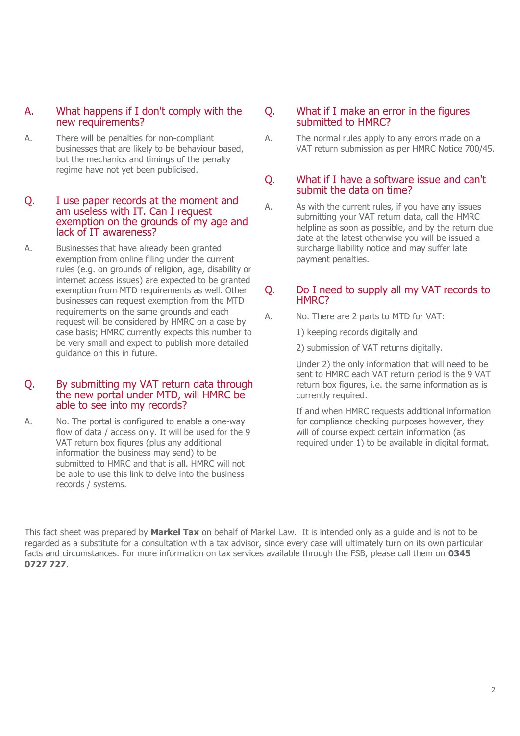### A. What happens if I don't comply with the new requirements?

A. There will be penalties for non-compliant businesses that are likely to be behaviour based, but the mechanics and timings of the penalty regime have not yet been publicised.

### Q. I use paper records at the moment and am useless with IT. Can I request exemption on the grounds of my age and lack of IT awareness?

A. Businesses that have already been granted exemption from online filing under the current rules (e.g. on grounds of religion, age, disability or internet access issues) are expected to be granted exemption from MTD requirements as well. Other businesses can request exemption from the MTD requirements on the same grounds and each request will be considered by HMRC on a case by case basis; HMRC currently expects this number to be very small and expect to publish more detailed guidance on this in future.

### Q. By submitting my VAT return data through the new portal under MTD, will HMRC be able to see into my records?

A. No. The portal is configured to enable a one-way flow of data / access only. It will be used for the 9 VAT return box figures (plus any additional information the business may send) to be submitted to HMRC and that is all. HMRC will not be able to use this link to delve into the business records / systems.

### Q. What if I make an error in the figures submitted to HMRC?

A. The normal rules apply to any errors made on a VAT return submission as per HMRC Notice 700/45.

### Q. What if I have a software issue and can't submit the data on time?

A. As with the current rules, if you have any issues submitting your VAT return data, call the HMRC helpline as soon as possible, and by the return due date at the latest otherwise you will be issued a surcharge liability notice and may suffer late payment penalties.

### Q. Do I need to supply all my VAT records to HMRC?

A. No. There are 2 parts to MTD for VAT:

1) keeping records digitally and

2) submission of VAT returns digitally.

Under 2) the only information that will need to be sent to HMRC each VAT return period is the 9 VAT return box figures, i.e. the same information as is currently required.

If and when HMRC requests additional information for compliance checking purposes however, they will of course expect certain information (as required under 1) to be available in digital format.

This fact sheet was prepared by **Markel Tax** on behalf of Markel Law. It is intended only as a guide and is not to be regarded as a substitute for a consultation with a tax advisor, since every case will ultimately turn on its own particular facts and circumstances. For more information on tax services available through the FSB, please call them on **0345 0727 727**.